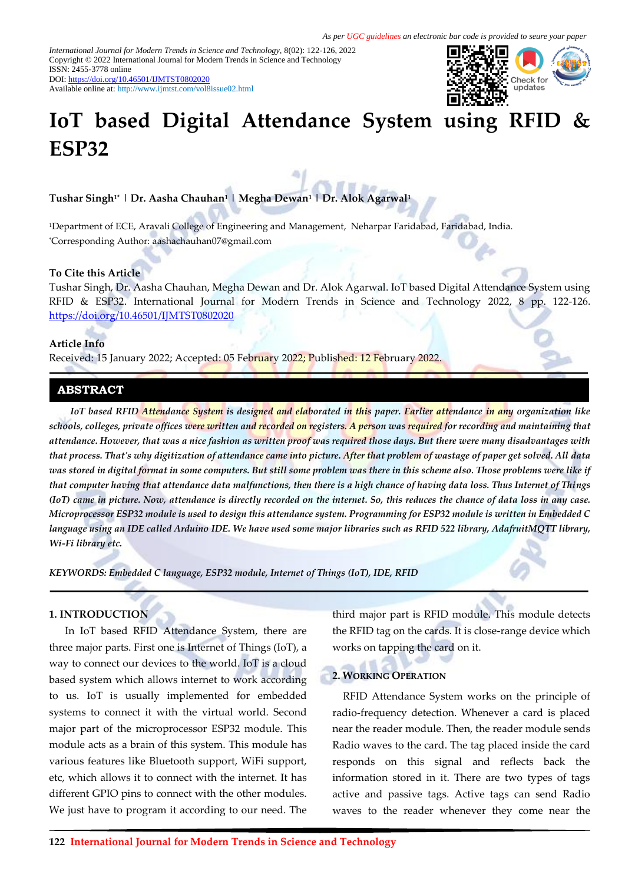As per UGC guidelines an electronic bar code is provided to seure your paper

International Journal for Modern Trends in Science and Technology, 8(02): 122-126, 2022
Copyright © 2022 International Journal for Modern Trends in Science and Technology
ISSN: 2455-3778 online
DOI: https://doi.org/10.46501/IJMTST0802020
Available online at: http://www.ijmtst.com/vol8issue02.html

# IoT based Digital Attendance System using RFID & ESP32

**Tushar Singh[1*] | Dr. Aasha Chauhan[1] | Megha Dewan[1] | Dr. Alok Agarwal[1]**

[1]Department of ECE, Aravali College of Engineering and Management, Neharpar Faridabad, Faridabad, India.
[*]Corresponding Author: aashachauhan07@gmail.com

**To Cite this Article**
Tushar Singh, Dr. Aasha Chauhan, Megha Dewan and Dr. Alok Agarwal. IoT based Digital Attendance System using RFID & ESP32. International Journal for Modern Trends in Science and Technology 2022, 8 pp. 122-126. https://doi.org/10.46501/IJMTST0802020

**Article Info**
Received: 15 January 2022; Accepted: 05 February 2022; Published: 12 February 2022.

## ABSTRACT

*IoT based RFID Attendance System is designed and elaborated in this paper. Earlier attendance in any organization like schools, colleges, private offices were written and recorded on registers. A person was required for recording and maintaining that attendance. However, that was a nice fashion as written proof was required those days. But there were many disadvantages with that process. That's why digitization of attendance came into picture. After that problem of wastage of paper get solved. All data was stored in digital format in some computers. But still some problem was there in this scheme also. Those problems were like if that computer having that attendance data malfunctions, then there is a high chance of having data loss. Thus Internet of Things (IoT) came in picture. Now, attendance is directly recorded on the internet. So, this reduces the chance of data loss in any case. Microprocessor ESP32 module is used to design this attendance system. Programming for ESP32 module is written in Embedded C language using an IDE called Arduino IDE. We have used some major libraries such as RFID 522 library, AdafruitMQTT library, Wi-Fi library etc.*

*KEYWORDS: Embedded C language, ESP32 module, Internet of Things (IoT), IDE, RFID*

## 1. INTRODUCTION

In IoT based RFID Attendance System, there are three major parts. First one is Internet of Things (IoT), a way to connect our devices to the world. IoT is a cloud based system which allows internet to work according to us. IoT is usually implemented for embedded systems to connect it with the virtual world. Second major part of the microprocessor ESP32 module. This module acts as a brain of this system. This module has various features like Bluetooth support, WiFi support, etc, which allows it to connect with the internet. It has different GPIO pins to connect with the other modules. We just have to program it according to our need. The third major part is RFID module. This module detects the RFID tag on the cards. It is close-range device which works on tapping the card on it.

## 2. WORKING OPERATION

RFID Attendance System works on the principle of radio-frequency detection. Whenever a card is placed near the reader module. Then, the reader module sends Radio waves to the card. The tag placed inside the card responds on this signal and reflects back the information stored in it. There are two types of tags active and passive tags. Active tags can send Radio waves to the reader whenever they come near the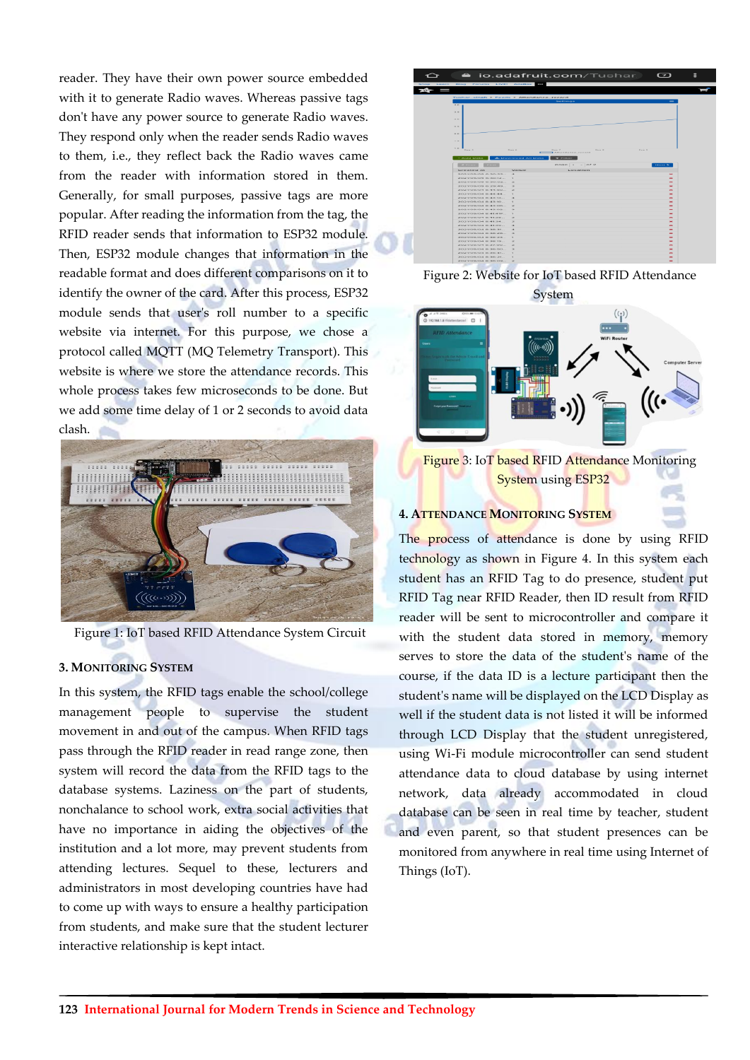reader. They have their own power source embedded with it to generate Radio waves. Whereas passive tags don't have any power source to generate Radio waves. They respond only when the reader sends Radio waves to them, i.e., they reflect back the Radio waves came from the reader with information stored in them. Generally, for small purposes, passive tags are more popular. After reading the information from the tag, the RFID reader sends that information to ESP32 module. Then, ESP32 module changes that information in the readable format and does different comparisons on it to identify the owner of the card. After this process, ESP32 module sends that user's roll number to a specific website via internet. For this purpose, we chose a protocol called MQTT (MQ Telemetry Transport). This website is where we store the attendance records. This whole process takes few microseconds to be done. But we add some time delay of 1 or 2 seconds to avoid data clash.

Figure 1: IoT based RFID Attendance System Circuit

## 3. Monitoring System

In this system, the RFID tags enable the school/college management people to supervise the student movement in and out of the campus. When RFID tags pass through the RFID reader in read range zone, then system will record the data from the RFID tags to the database systems. Laziness on the part of students, nonchalance to school work, extra social activities that have no importance in aiding the objectives of the institution and a lot more, may prevent students from attending lectures. Sequel to these, lecturers and administrators in most developing countries have had to come up with ways to ensure a healthy participation from students, and make sure that the student lecturer interactive relationship is kept intact.

Figure 2: Website for IoT based RFID Attendance System

Figure 3: IoT based RFID Attendance Monitoring System using ESP32

## 4. Attendance Monitoring System

The process of attendance is done by using RFID technology as shown in Figure 4. In this system each student has an RFID Tag to do presence, student put RFID Tag near RFID Reader, then ID result from RFID reader will be sent to microcontroller and compare it with the student data stored in memory, memory serves to store the data of the student's name of the course, if the data ID is a lecture participant then the student's name will be displayed on the LCD Display as well if the student data is not listed it will be informed through LCD Display that the student unregistered, using Wi-Fi module microcontroller can send student attendance data to cloud database by using internet network, data already accommodated in cloud database can be seen in real time by teacher, student and even parent, so that student presences can be monitored from anywhere in real time using Internet of Things (IoT).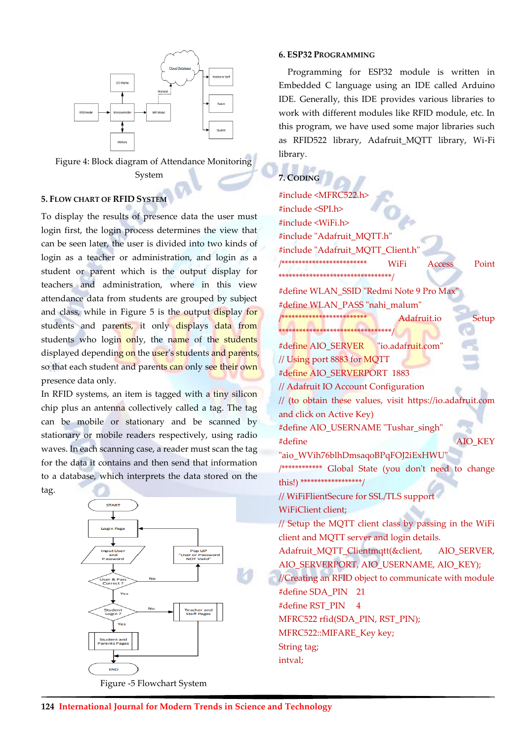Figure 4: Block diagram of Attendance Monitoring System

## 5. Flow Chart of RFID System

To display the results of presence data the user must login first, the login process determines the view that can be seen later, the user is divided into two kinds of login as a teacher or administration, and login as a student or parent which is the output display for teachers and administration, where in this view attendance data from students are grouped by subject and class, while in Figure 5 is the output display for students and parents, it only displays data from students who login only, the name of the students displayed depending on the user's students and parents, so that each student and parents can only see their own presence data only.

In RFID systems, an item is tagged with a tiny silicon chip plus an antenna collectively called a tag. The tag can be mobile or stationary and be scanned by stationary or mobile readers respectively, using radio waves. In each scanning case, a reader must scan the tag for the data it contains and then send that information to a database, which interprets the data stored on the tag.

Figure -5 Flowchart System

## 6. ESP32 Programming

Programming for ESP32 module is written in Embedded C language using an IDE called Arduino IDE. Generally, this IDE provides various libraries to work with different modules like RFID module, etc. In this program, we have used some major libraries such as RFID522 library, Adafruit_MQTT library, Wi-Fi library.

## 7. Coding

```
#include <MFRC522.h>
#include <SPI.h>
#include <WiFi.h>
#include "Adafruit_MQTT.h"
#include "Adafruit_MQTT_Client.h"
/************************* WiFi Access Point *********************************/
#define WLAN_SSID "Redmi Note 9 Pro Max"
#define WLAN_PASS "nahi_malum"
/************************* Adafruit.io Setup *********************************/
#define AIO_SERVER "io.adafruit.com"
// Using port 8883 for MQTT
#define AIO_SERVERPORT 1883
// Adafruit IO Account Configuration
// (to obtain these values, visit https://io.adafruit.com and click on Active Key)
#define AIO_USERNAME "Tushar_singh"
#define AIO_KEY "aio_WVih76blhDmsaqoBPqFOJ2iExHWU"
/*********** Global State (you don't need to change this!) *****************/
// WiFiFlientSecure for SSL/TLS support
WiFiClient client;
// Setup the MQTT client class by passing in the WiFi client and MQTT server and login details.
Adafruit_MQTT_Clientmqtt(&client, AIO_SERVER, AIO_SERVERPORT, AIO_USERNAME, AIO_KEY);
//Creating an RFID object to communicate with module
#define SDA_PIN 21
#define RST_PIN 4
MFRC522 rfid(SDA_PIN, RST_PIN);
MFRC522::MIFARE_Key key;
String tag;
intval;
```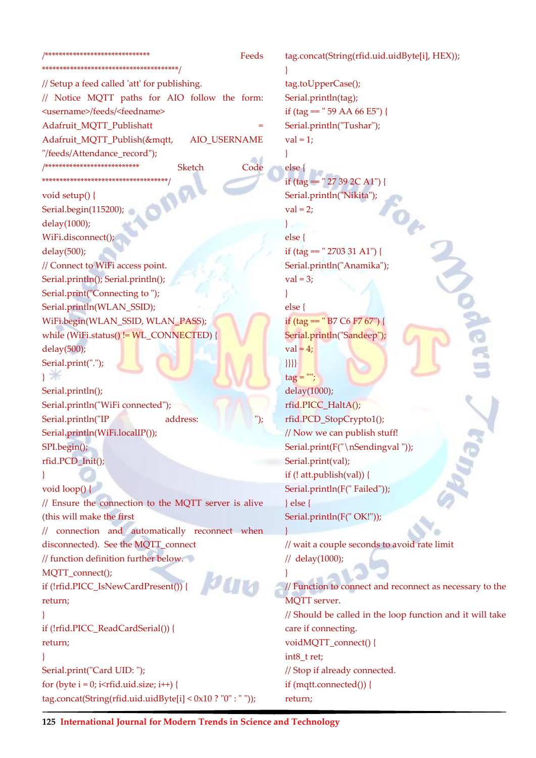```
/****************************** Feeds
***************************************/
// Setup a feed called 'att' for publishing.
// Notice MQTT paths for AIO follow the form:
<username>/feeds/<feedname>
Adafruit_MQTT_Publishatt =
Adafruit_MQTT_Publish(&mqtt, AIO_USERNAME
"/feeds/Attendance_record");
/************************** Sketch Code
***********************************/
void setup() {
Serial.begin(115200);
delay(1000);
WiFi.disconnect();
delay(500);
// Connect to WiFi access point.
Serial.println(); Serial.println();
Serial.print("Connecting to ");
Serial.println(WLAN_SSID);
WiFi.begin(WLAN_SSID, WLAN_PASS);
while (WiFi.status() != WL_CONNECTED) {
delay(500);
Serial.print(".");
}
Serial.println();
Serial.println("WiFi connected");
Serial.println("IP address: ");
Serial.println(WiFi.localIP());
SPI.begin();
rfid.PCD_Init();
}
void loop() {
// Ensure the connection to the MQTT server is alive
(this will make the first
// connection and automatically reconnect when
disconnected). See the MQTT_connect
// function definition further below.
MQTT_connect();
if (!rfid.PICC_IsNewCardPresent()) {
return;
}
if (!rfid.PICC_ReadCardSerial()) {
return;
}
Serial.print("Card UID: ");
for (byte i = 0; i<rfid.uid.size; i++) {
tag.concat(String(rfid.uid.uidByte[i] < 0x10 ? "0" : " "));
tag.concat(String(rfid.uid.uidByte[i], HEX));
}
tag.toUpperCase();
Serial.println(tag);
if (tag == " 59 AA 66 E5") {
Serial.println("Tushar");
val = 1;
}
else {
if (tag == " 27 39 2C A1") {
Serial.println("Nikita");
val = 2;
}
else {
if (tag == " 2703 31 A1") {
Serial.println("Anamika");
val = 3;
}
else {
if (tag == " B7 C6 F7 67") {
Serial.println("Sandeep");
val = 4;
}}}}
tag = "";
delay(1000);
rfid.PICC_HaltA();
rfid.PCD_StopCrypto1();
// Now we can publish stuff!
Serial.print(F("\nSendingval "));
Serial.print(val);
if (! att.publish(val)) {
Serial.println(F(" Failed"));
} else {
Serial.println(F(" OK!"));
}
// wait a couple seconds to avoid rate limit
// delay(1000);
}
// Function to connect and reconnect as necessary to the
MQTT server.
// Should be called in the loop function and it will take
care if connecting.
voidMQTT_connect() {
int8_t ret;
// Stop if already connected.
if (mqtt.connected()) {
return;
```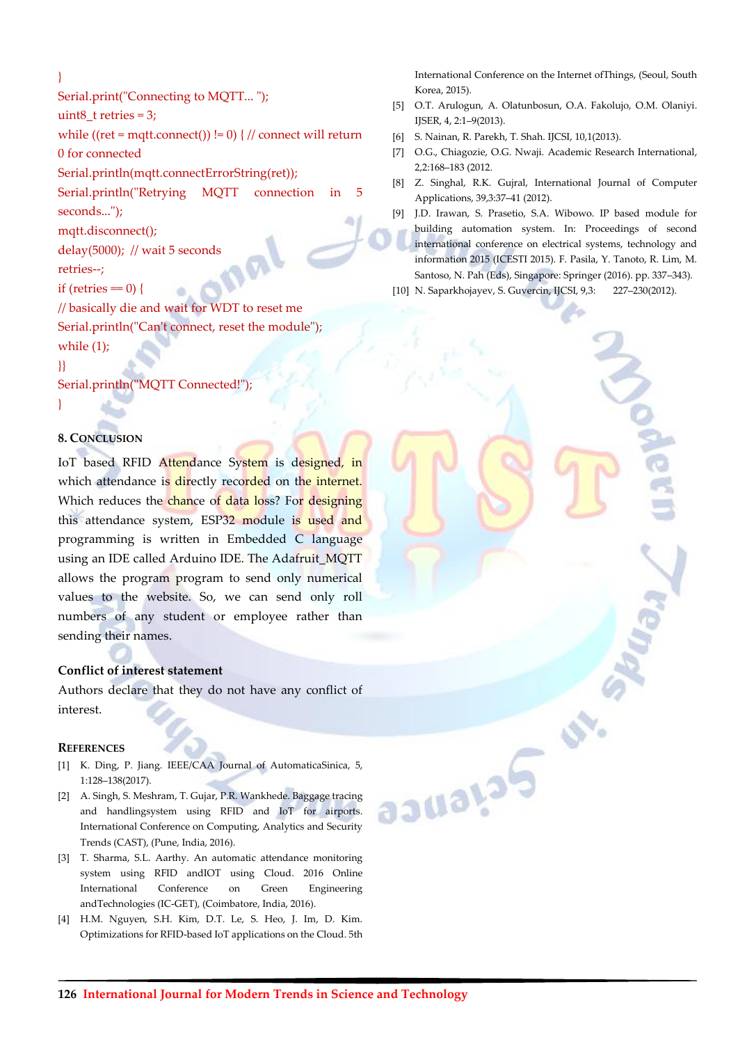```
}
Serial.print("Connecting to MQTT... ");
uint8_t retries = 3;
while ((ret = mqtt.connect()) != 0) { // connect will return
0 for connected
Serial.println(mqtt.connectErrorString(ret));
Serial.println("Retrying MQTT connection in 5
seconds...");
mqtt.disconnect();
delay(5000); // wait 5 seconds
retries--;
if (retries == 0) {
// basically die and wait for WDT to reset me
Serial.println("Can't connect, reset the module");
while (1);
}}
Serial.println("MQTT Connected!");
}
```

## 8. Conclusion

IoT based RFID Attendance System is designed, in which attendance is directly recorded on the internet. Which reduces the chance of data loss? For designing this attendance system, ESP32 module is used and programming is written in Embedded C language using an IDE called Arduino IDE. The Adafruit_MQTT allows the program program to send only numerical values to the website. So, we can send only roll numbers of any student or employee rather than sending their names.

### Conflict of interest statement

Authors declare that they do not have any conflict of interest.

## References

[1] K. Ding, P. Jiang. IEEE/CAA Journal of AutomaticaSinica, 5, 1:128–138(2017).

[2] A. Singh, S. Meshram, T. Gujar, P.R. Wankhede. Baggage tracing and handlingsystem using RFID and IoT for airports. International Conference on Computing, Analytics and Security Trends (CAST), (Pune, India, 2016).

[3] T. Sharma, S.L. Aarthy. An automatic attendance monitoring system using RFID andIOT using Cloud. 2016 Online International Conference on Green Engineering andTechnologies (IC-GET), (Coimbatore, India, 2016).

[4] H.M. Nguyen, S.H. Kim, D.T. Le, S. Heo, J. Im, D. Kim. Optimizations for RFID-based IoT applications on the Cloud. 5th International Conference on the Internet ofThings, (Seoul, South Korea, 2015).

[5] O.T. Arulogun, A. Olatunbosun, O.A. Fakolujo, O.M. Olaniyi. IJSER, 4, 2:1–9(2013).

[6] S. Nainan, R. Parekh, T. Shah. IJCSI, 10,1(2013).

[7] O.G., Chiagozie, O.G. Nwaji. Academic Research International, 2,2:168–183 (2012.

[8] Z. Singhal, R.K. Gujral, International Journal of Computer Applications, 39,3:37–41 (2012).

[9] J.D. Irawan, S. Prasetio, S.A. Wibowo. IP based module for building automation system. In: Proceedings of second international conference on electrical systems, technology and information 2015 (ICESTI 2015). F. Pasila, Y. Tanoto, R. Lim, M. Santoso, N. Pah (Eds), Singapore: Springer (2016). pp. 337–343).

[10] N. Saparkhojayev, S. Guvercin, IJCSI, 9,3: 227–230(2012).